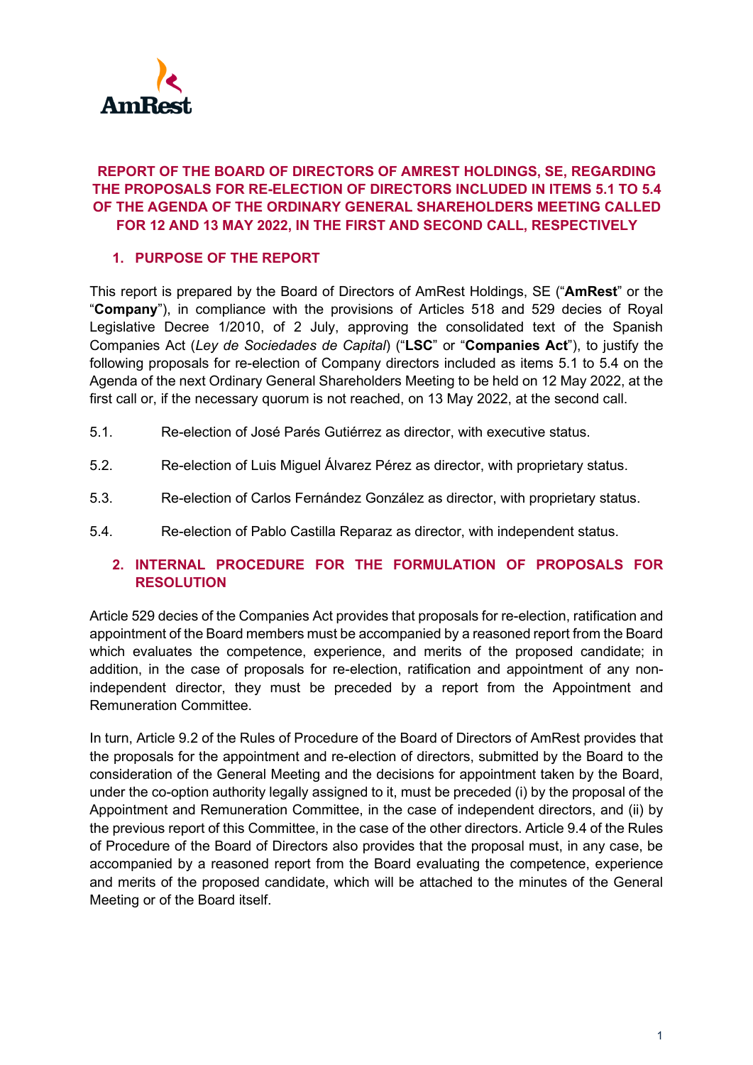# REPORT OF THE BOARD OF DIRECTORS OF AMREST HOLDINGS, SE, REGARDING THE PROPOSALS FOR RE-ELECTION OF DIRECTORS INCLUDED IN ITEMS 5.1 TO 5.4 OF THE AGENDA OF THE ORDINARY GENERAL SHAREHOLDERS MEETING CALLED FOR 12 AND 13 MAY 2022, IN THE FIRST AND SECOND CALL, RESPECTIVELY

## 1. PURPOSE OF THE REPORT

This report is prepared by the Board of Directors of AmRest Holdings, SE ("**AmRest**" or the "**Company**"), in compliance with the provisions of Articles 518 and 529 decies of Royal Legislative Decree 1/2010, of 2 July, approving the consolidated text of the Spanish Companies Act (*Ley de Sociedades de Capital*) ("**LSC**" or "**Companies Act**"), to justify the following proposals for re-election of Company directors included as items 5.1 to 5.4 on the Agenda of the next Ordinary General Shareholders Meeting to be held on 12 May 2022, at the first call or, if the necessary quorum is not reached, on 13 May 2022, at the second call.

5.1. Re-election of José Parés Gutiérrez as director, with executive status.

5.2. Re-election of Luis Miguel Álvarez Pérez as director, with proprietary status.

5.3. Re-election of Carlos Fernández González as director, with proprietary status.

5.4. Re-election of Pablo Castilla Reparaz as director, with independent status.

## 2. INTERNAL PROCEDURE FOR THE FORMULATION OF PROPOSALS FOR RESOLUTION

Article 529 decies of the Companies Act provides that proposals for re-election, ratification and appointment of the Board members must be accompanied by a reasoned report from the Board which evaluates the competence, experience, and merits of the proposed candidate; in addition, in the case of proposals for re-election, ratification and appointment of any non-independent director, they must be preceded by a report from the Appointment and Remuneration Committee.

In turn, Article 9.2 of the Rules of Procedure of the Board of Directors of AmRest provides that the proposals for the appointment and re-election of directors, submitted by the Board to the consideration of the General Meeting and the decisions for appointment taken by the Board, under the co-option authority legally assigned to it, must be preceded (i) by the proposal of the Appointment and Remuneration Committee, in the case of independent directors, and (ii) by the previous report of this Committee, in the case of the other directors. Article 9.4 of the Rules of Procedure of the Board of Directors also provides that the proposal must, in any case, be accompanied by a reasoned report from the Board evaluating the competence, experience and merits of the proposed candidate, which will be attached to the minutes of the General Meeting or of the Board itself.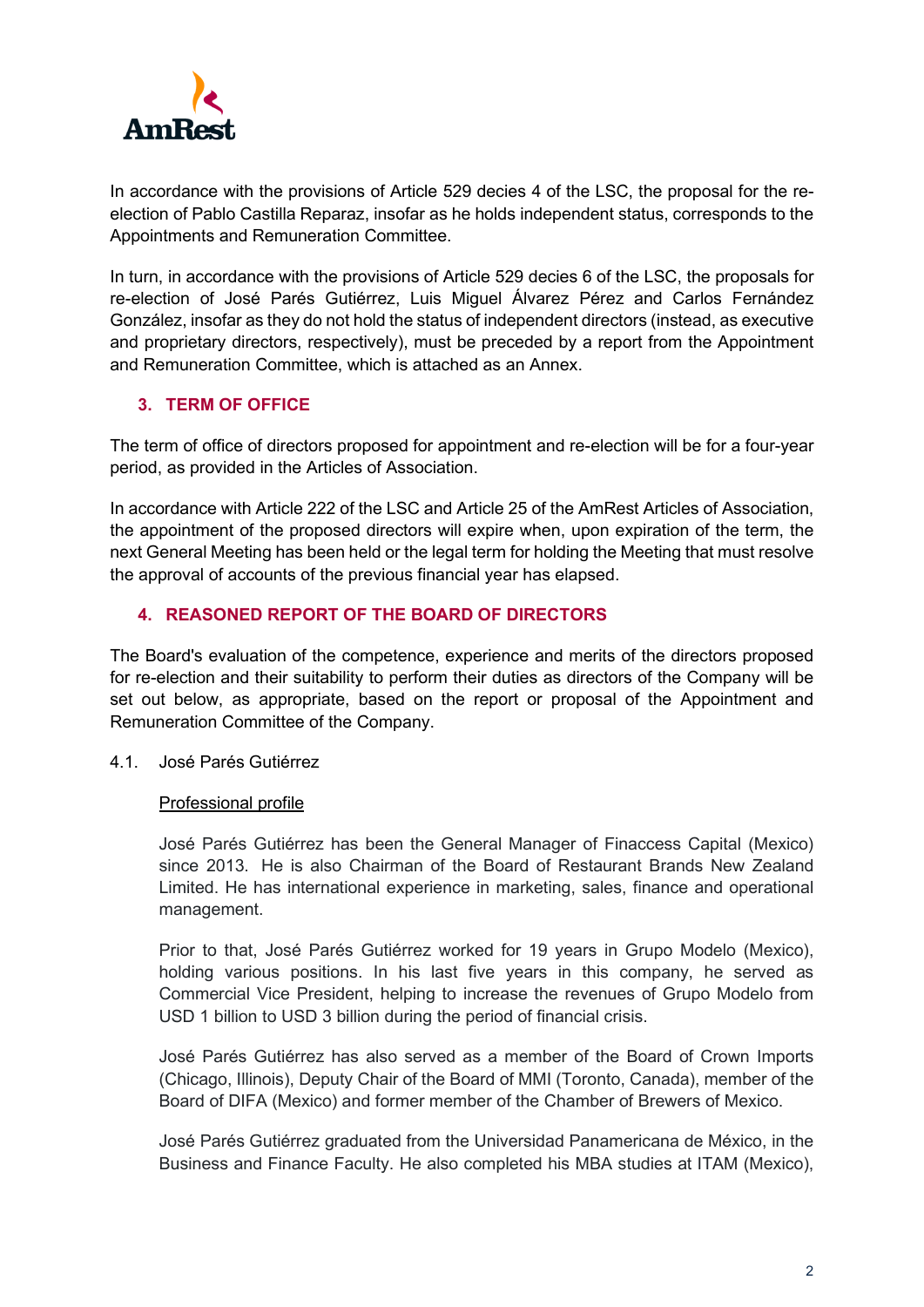In accordance with the provisions of Article 529 decies 4 of the LSC, the proposal for the re-election of Pablo Castilla Reparaz, insofar as he holds independent status, corresponds to the Appointments and Remuneration Committee.

In turn, in accordance with the provisions of Article 529 decies 6 of the LSC, the proposals for re-election of José Parés Gutiérrez, Luis Miguel Álvarez Pérez and Carlos Fernández González, insofar as they do not hold the status of independent directors (instead, as executive and proprietary directors, respectively), must be preceded by a report from the Appointment and Remuneration Committee, which is attached as an Annex.

## 3. TERM OF OFFICE

The term of office of directors proposed for appointment and re-election will be for a four-year period, as provided in the Articles of Association.

In accordance with Article 222 of the LSC and Article 25 of the AmRest Articles of Association, the appointment of the proposed directors will expire when, upon expiration of the term, the next General Meeting has been held or the legal term for holding the Meeting that must resolve the approval of accounts of the previous financial year has elapsed.

## 4. REASONED REPORT OF THE BOARD OF DIRECTORS

The Board's evaluation of the competence, experience and merits of the directors proposed for re-election and their suitability to perform their duties as directors of the Company will be set out below, as appropriate, based on the report or proposal of the Appointment and Remuneration Committee of the Company.

4.1. José Parés Gutiérrez

<u>Professional profile</u>

José Parés Gutiérrez has been the General Manager of Finaccess Capital (Mexico) since 2013. He is also Chairman of the Board of Restaurant Brands New Zealand Limited. He has international experience in marketing, sales, finance and operational management.

Prior to that, José Parés Gutiérrez worked for 19 years in Grupo Modelo (Mexico), holding various positions. In his last five years in this company, he served as Commercial Vice President, helping to increase the revenues of Grupo Modelo from USD 1 billion to USD 3 billion during the period of financial crisis.

José Parés Gutiérrez has also served as a member of the Board of Crown Imports (Chicago, Illinois), Deputy Chair of the Board of MMI (Toronto, Canada), member of the Board of DIFA (Mexico) and former member of the Chamber of Brewers of Mexico.

José Parés Gutiérrez graduated from the Universidad Panamericana de México, in the Business and Finance Faculty. He also completed his MBA studies at ITAM (Mexico),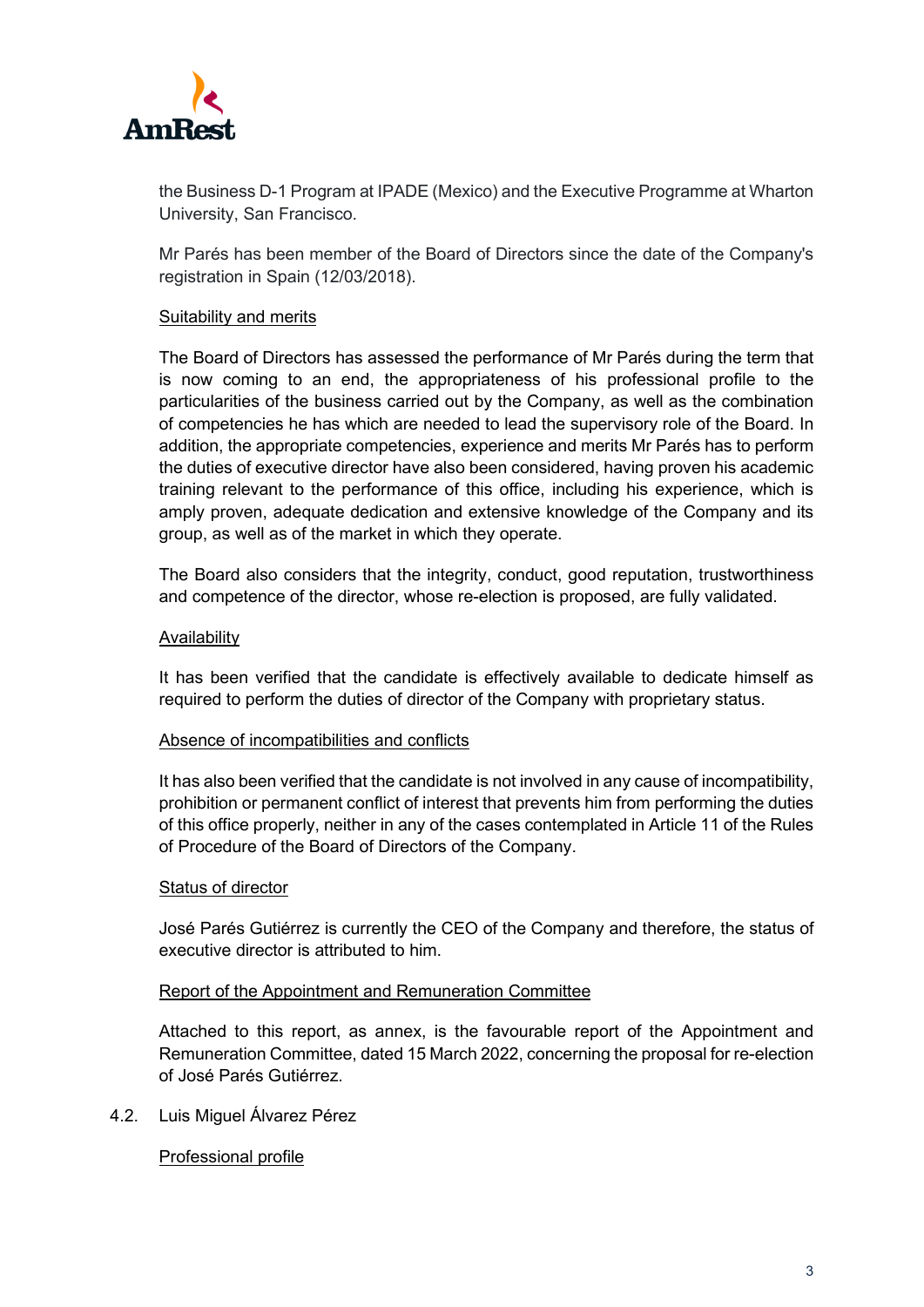the Business D-1 Program at IPADE (Mexico) and the Executive Programme at Wharton University, San Francisco.

Mr Parés has been member of the Board of Directors since the date of the Company's registration in Spain (12/03/2018).

Suitability and merits

The Board of Directors has assessed the performance of Mr Parés during the term that is now coming to an end, the appropriateness of his professional profile to the particularities of the business carried out by the Company, as well as the combination of competencies he has which are needed to lead the supervisory role of the Board. In addition, the appropriate competencies, experience and merits Mr Parés has to perform the duties of executive director have also been considered, having proven his academic training relevant to the performance of this office, including his experience, which is amply proven, adequate dedication and extensive knowledge of the Company and its group, as well as of the market in which they operate.

The Board also considers that the integrity, conduct, good reputation, trustworthiness and competence of the director, whose re-election is proposed, are fully validated.

Availability

It has been verified that the candidate is effectively available to dedicate himself as required to perform the duties of director of the Company with proprietary status.

Absence of incompatibilities and conflicts

It has also been verified that the candidate is not involved in any cause of incompatibility, prohibition or permanent conflict of interest that prevents him from performing the duties of this office properly, neither in any of the cases contemplated in Article 11 of the Rules of Procedure of the Board of Directors of the Company.

Status of director

José Parés Gutiérrez is currently the CEO of the Company and therefore, the status of executive director is attributed to him.

Report of the Appointment and Remuneration Committee

Attached to this report, as annex, is the favourable report of the Appointment and Remuneration Committee, dated 15 March 2022, concerning the proposal for re-election of José Parés Gutiérrez.

4.2. Luis Miguel Álvarez Pérez

Professional profile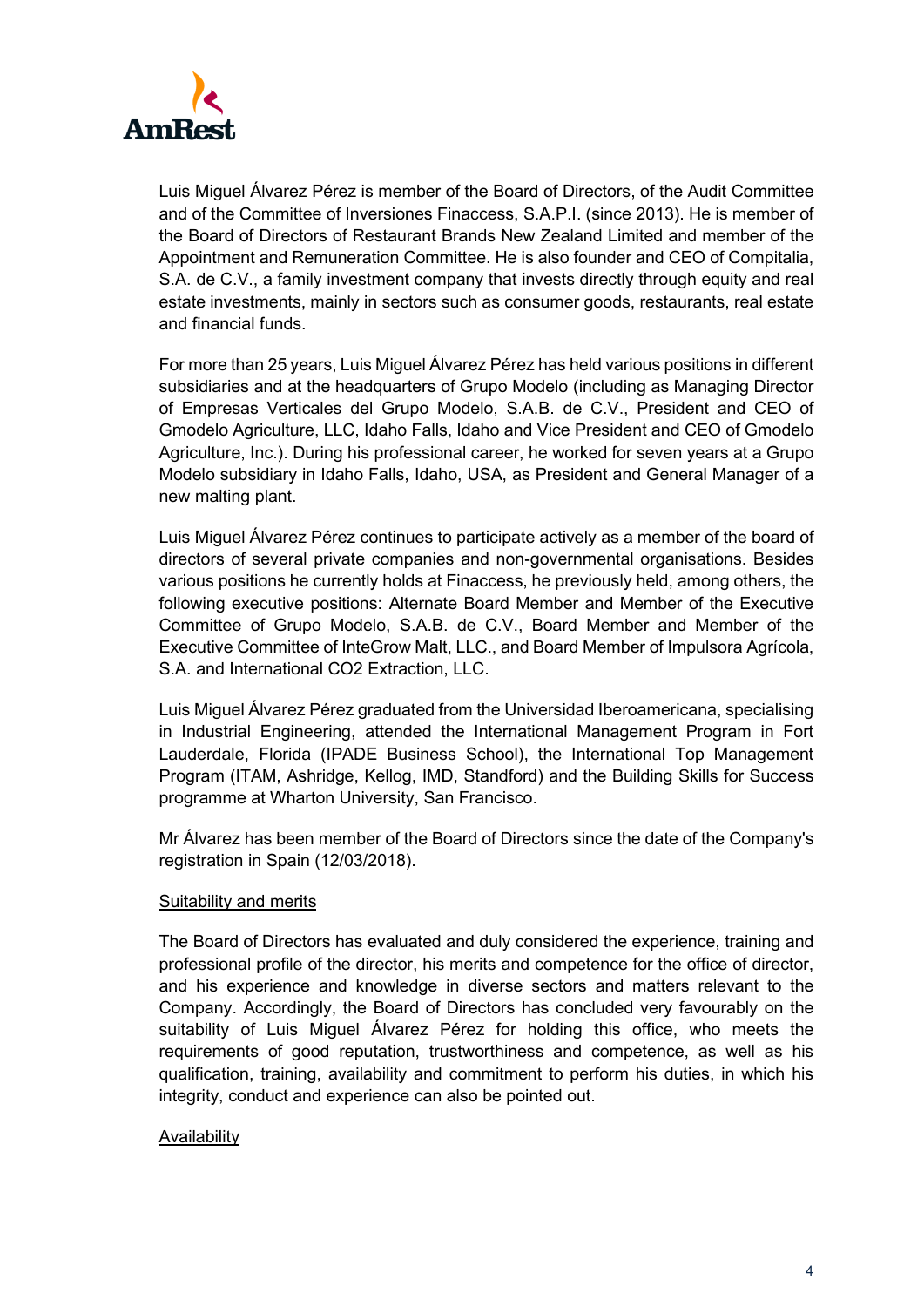Luis Miguel Álvarez Pérez is member of the Board of Directors, of the Audit Committee and of the Committee of Inversiones Finaccess, S.A.P.I. (since 2013). He is member of the Board of Directors of Restaurant Brands New Zealand Limited and member of the Appointment and Remuneration Committee. He is also founder and CEO of Compitalia, S.A. de C.V., a family investment company that invests directly through equity and real estate investments, mainly in sectors such as consumer goods, restaurants, real estate and financial funds.

For more than 25 years, Luis Miguel Álvarez Pérez has held various positions in different subsidiaries and at the headquarters of Grupo Modelo (including as Managing Director of Empresas Verticales del Grupo Modelo, S.A.B. de C.V., President and CEO of Gmodelo Agriculture, LLC, Idaho Falls, Idaho and Vice President and CEO of Gmodelo Agriculture, Inc.). During his professional career, he worked for seven years at a Grupo Modelo subsidiary in Idaho Falls, Idaho, USA, as President and General Manager of a new malting plant.

Luis Miguel Álvarez Pérez continues to participate actively as a member of the board of directors of several private companies and non-governmental organisations. Besides various positions he currently holds at Finaccess, he previously held, among others, the following executive positions: Alternate Board Member and Member of the Executive Committee of Grupo Modelo, S.A.B. de C.V., Board Member and Member of the Executive Committee of InteGrow Malt, LLC., and Board Member of Impulsora Agrícola, S.A. and International CO2 Extraction, LLC.

Luis Miguel Álvarez Pérez graduated from the Universidad Iberoamericana, specialising in Industrial Engineering, attended the International Management Program in Fort Lauderdale, Florida (IPADE Business School), the International Top Management Program (ITAM, Ashridge, Kellog, IMD, Standford) and the Building Skills for Success programme at Wharton University, San Francisco.

Mr Álvarez has been member of the Board of Directors since the date of the Company's registration in Spain (12/03/2018).

<u>Suitability and merits</u>

The Board of Directors has evaluated and duly considered the experience, training and professional profile of the director, his merits and competence for the office of director, and his experience and knowledge in diverse sectors and matters relevant to the Company. Accordingly, the Board of Directors has concluded very favourably on the suitability of Luis Miguel Álvarez Pérez for holding this office, who meets the requirements of good reputation, trustworthiness and competence, as well as his qualification, training, availability and commitment to perform his duties, in which his integrity, conduct and experience can also be pointed out.

<u>Availability</u>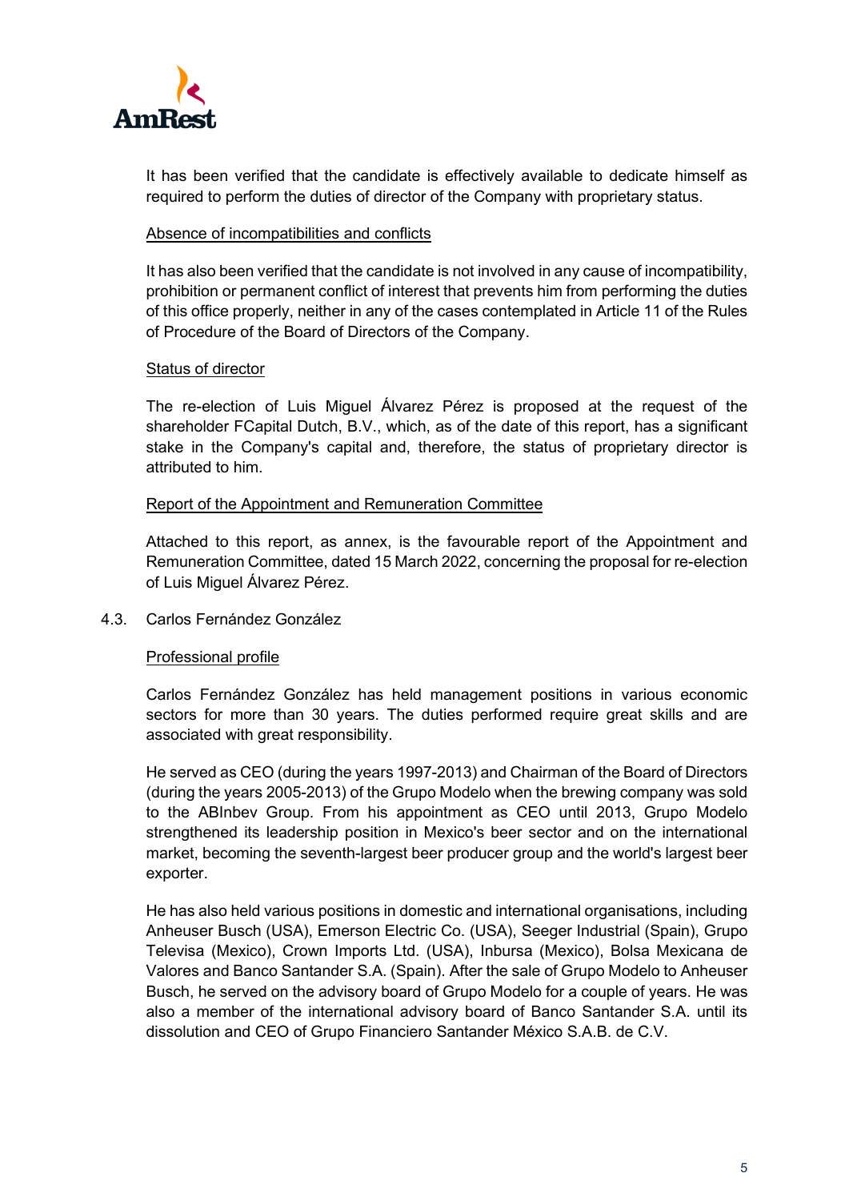It has been verified that the candidate is effectively available to dedicate himself as required to perform the duties of director of the Company with proprietary status.

Absence of incompatibilities and conflicts

It has also been verified that the candidate is not involved in any cause of incompatibility, prohibition or permanent conflict of interest that prevents him from performing the duties of this office properly, neither in any of the cases contemplated in Article 11 of the Rules of Procedure of the Board of Directors of the Company.

Status of director

The re-election of Luis Miguel Álvarez Pérez is proposed at the request of the shareholder FCapital Dutch, B.V., which, as of the date of this report, has a significant stake in the Company's capital and, therefore, the status of proprietary director is attributed to him.

Report of the Appointment and Remuneration Committee

Attached to this report, as annex, is the favourable report of the Appointment and Remuneration Committee, dated 15 March 2022, concerning the proposal for re-election of Luis Miguel Álvarez Pérez.

4.3. Carlos Fernández González

Professional profile

Carlos Fernández González has held management positions in various economic sectors for more than 30 years. The duties performed require great skills and are associated with great responsibility.

He served as CEO (during the years 1997-2013) and Chairman of the Board of Directors (during the years 2005-2013) of the Grupo Modelo when the brewing company was sold to the ABInbev Group. From his appointment as CEO until 2013, Grupo Modelo strengthened its leadership position in Mexico's beer sector and on the international market, becoming the seventh-largest beer producer group and the world's largest beer exporter.

He has also held various positions in domestic and international organisations, including Anheuser Busch (USA), Emerson Electric Co. (USA), Seeger Industrial (Spain), Grupo Televisa (Mexico), Crown Imports Ltd. (USA), Inbursa (Mexico), Bolsa Mexicana de Valores and Banco Santander S.A. (Spain). After the sale of Grupo Modelo to Anheuser Busch, he served on the advisory board of Grupo Modelo for a couple of years. He was also a member of the international advisory board of Banco Santander S.A. until its dissolution and CEO of Grupo Financiero Santander México S.A.B. de C.V.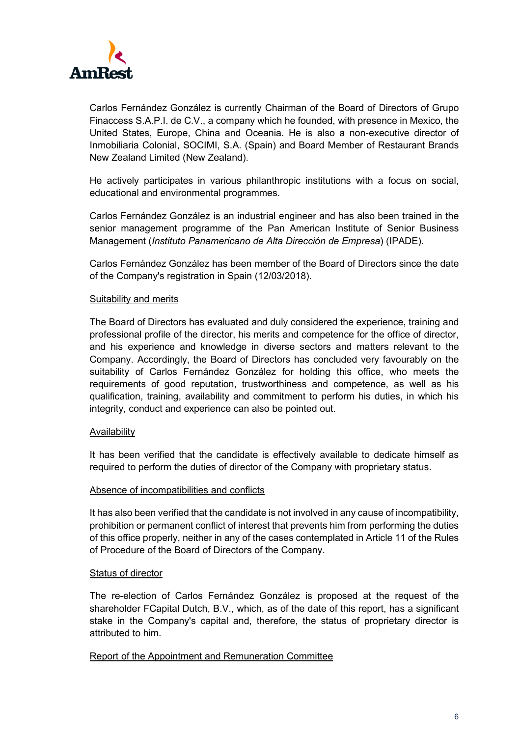Carlos Fernández González is currently Chairman of the Board of Directors of Grupo Finaccess S.A.P.I. de C.V., a company which he founded, with presence in Mexico, the United States, Europe, China and Oceania. He is also a non-executive director of Inmobiliaria Colonial, SOCIMI, S.A. (Spain) and Board Member of Restaurant Brands New Zealand Limited (New Zealand).

He actively participates in various philanthropic institutions with a focus on social, educational and environmental programmes.

Carlos Fernández González is an industrial engineer and has also been trained in the senior management programme of the Pan American Institute of Senior Business Management (*Instituto Panamericano de Alta Dirección de Empresa*) (IPADE).

Carlos Fernández González has been member of the Board of Directors since the date of the Company's registration in Spain (12/03/2018).

<u>Suitability and merits</u>

The Board of Directors has evaluated and duly considered the experience, training and professional profile of the director, his merits and competence for the office of director, and his experience and knowledge in diverse sectors and matters relevant to the Company. Accordingly, the Board of Directors has concluded very favourably on the suitability of Carlos Fernández González for holding this office, who meets the requirements of good reputation, trustworthiness and competence, as well as his qualification, training, availability and commitment to perform his duties, in which his integrity, conduct and experience can also be pointed out.

<u>Availability</u>

It has been verified that the candidate is effectively available to dedicate himself as required to perform the duties of director of the Company with proprietary status.

<u>Absence of incompatibilities and conflicts</u>

It has also been verified that the candidate is not involved in any cause of incompatibility, prohibition or permanent conflict of interest that prevents him from performing the duties of this office properly, neither in any of the cases contemplated in Article 11 of the Rules of Procedure of the Board of Directors of the Company.

<u>Status of director</u>

The re-election of Carlos Fernández González is proposed at the request of the shareholder FCapital Dutch, B.V., which, as of the date of this report, has a significant stake in the Company's capital and, therefore, the status of proprietary director is attributed to him.

<u>Report of the Appointment and Remuneration Committee</u>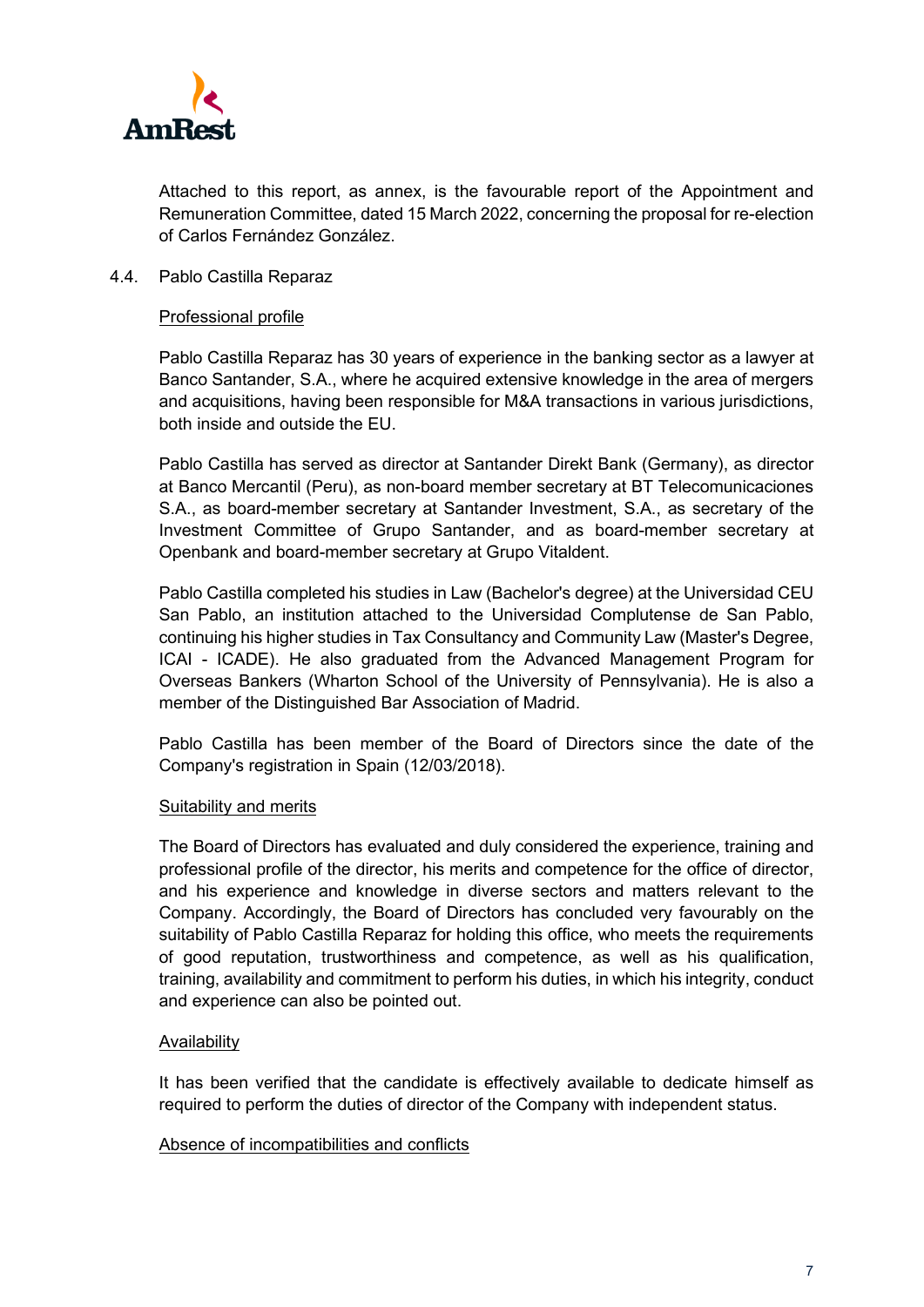Attached to this report, as annex, is the favourable report of the Appointment and Remuneration Committee, dated 15 March 2022, concerning the proposal for re-election of Carlos Fernández González.

### 4.4. Pablo Castilla Reparaz

Professional profile

Pablo Castilla Reparaz has 30 years of experience in the banking sector as a lawyer at Banco Santander, S.A., where he acquired extensive knowledge in the area of mergers and acquisitions, having been responsible for M&A transactions in various jurisdictions, both inside and outside the EU.

Pablo Castilla has served as director at Santander Direkt Bank (Germany), as director at Banco Mercantil (Peru), as non-board member secretary at BT Telecomunicaciones S.A., as board-member secretary at Santander Investment, S.A., as secretary of the Investment Committee of Grupo Santander, and as board-member secretary at Openbank and board-member secretary at Grupo Vitaldent.

Pablo Castilla completed his studies in Law (Bachelor's degree) at the Universidad CEU San Pablo, an institution attached to the Universidad Complutense de San Pablo, continuing his higher studies in Tax Consultancy and Community Law (Master's Degree, ICAI - ICADE). He also graduated from the Advanced Management Program for Overseas Bankers (Wharton School of the University of Pennsylvania). He is also a member of the Distinguished Bar Association of Madrid.

Pablo Castilla has been member of the Board of Directors since the date of the Company's registration in Spain (12/03/2018).

Suitability and merits

The Board of Directors has evaluated and duly considered the experience, training and professional profile of the director, his merits and competence for the office of director, and his experience and knowledge in diverse sectors and matters relevant to the Company. Accordingly, the Board of Directors has concluded very favourably on the suitability of Pablo Castilla Reparaz for holding this office, who meets the requirements of good reputation, trustworthiness and competence, as well as his qualification, training, availability and commitment to perform his duties, in which his integrity, conduct and experience can also be pointed out.

Availability

It has been verified that the candidate is effectively available to dedicate himself as required to perform the duties of director of the Company with independent status.

Absence of incompatibilities and conflicts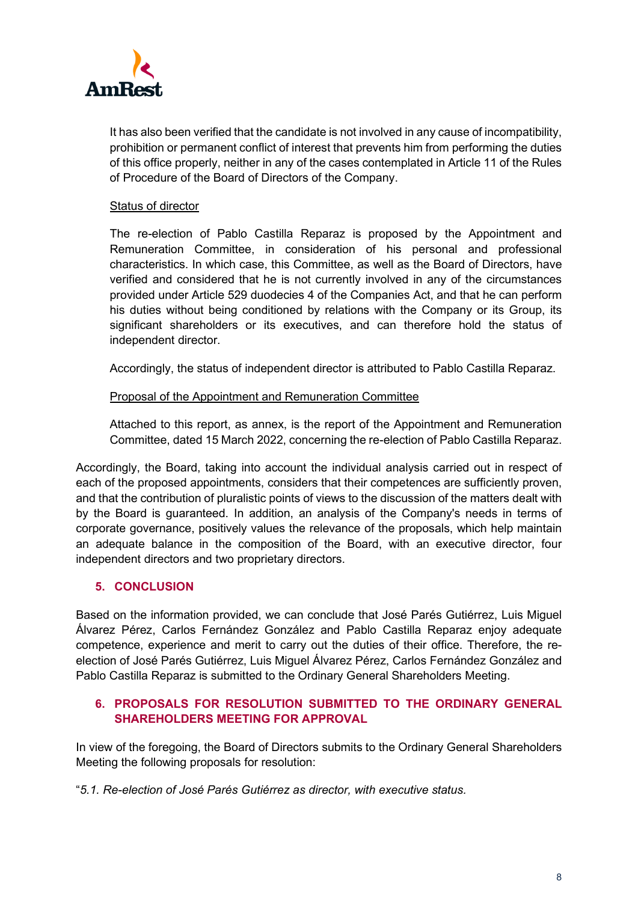It has also been verified that the candidate is not involved in any cause of incompatibility, prohibition or permanent conflict of interest that prevents him from performing the duties of this office properly, neither in any of the cases contemplated in Article 11 of the Rules of Procedure of the Board of Directors of the Company.

Status of director

The re-election of Pablo Castilla Reparaz is proposed by the Appointment and Remuneration Committee, in consideration of his personal and professional characteristics. In which case, this Committee, as well as the Board of Directors, have verified and considered that he is not currently involved in any of the circumstances provided under Article 529 duodecies 4 of the Companies Act, and that he can perform his duties without being conditioned by relations with the Company or its Group, its significant shareholders or its executives, and can therefore hold the status of independent director.

Accordingly, the status of independent director is attributed to Pablo Castilla Reparaz.

Proposal of the Appointment and Remuneration Committee

Attached to this report, as annex, is the report of the Appointment and Remuneration Committee, dated 15 March 2022, concerning the re-election of Pablo Castilla Reparaz.

Accordingly, the Board, taking into account the individual analysis carried out in respect of each of the proposed appointments, considers that their competences are sufficiently proven, and that the contribution of pluralistic points of views to the discussion of the matters dealt with by the Board is guaranteed. In addition, an analysis of the Company's needs in terms of corporate governance, positively values the relevance of the proposals, which help maintain an adequate balance in the composition of the Board, with an executive director, four independent directors and two proprietary directors.

## 5. CONCLUSION

Based on the information provided, we can conclude that José Parés Gutiérrez, Luis Miguel Álvarez Pérez, Carlos Fernández González and Pablo Castilla Reparaz enjoy adequate competence, experience and merit to carry out the duties of their office. Therefore, the re-election of José Parés Gutiérrez, Luis Miguel Álvarez Pérez, Carlos Fernández González and Pablo Castilla Reparaz is submitted to the Ordinary General Shareholders Meeting.

## 6. PROPOSALS FOR RESOLUTION SUBMITTED TO THE ORDINARY GENERAL SHAREHOLDERS MEETING FOR APPROVAL

In view of the foregoing, the Board of Directors submits to the Ordinary General Shareholders Meeting the following proposals for resolution:

"*5.1. Re-election of José Parés Gutiérrez as director, with executive status.*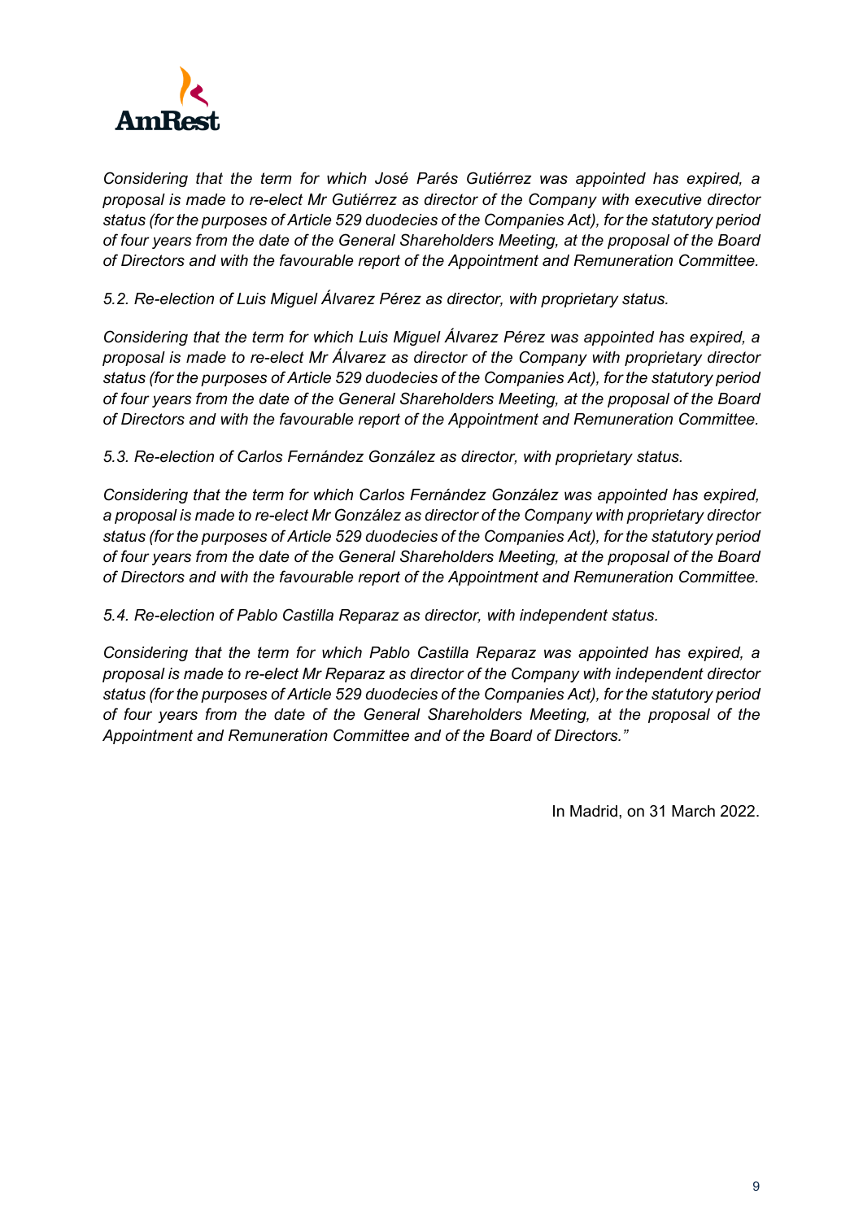*Considering that the term for which José Parés Gutiérrez was appointed has expired, a proposal is made to re-elect Mr Gutiérrez as director of the Company with executive director status (for the purposes of Article 529 duodecies of the Companies Act), for the statutory period of four years from the date of the General Shareholders Meeting, at the proposal of the Board of Directors and with the favourable report of the Appointment and Remuneration Committee.*

*5.2. Re-election of Luis Miguel Álvarez Pérez as director, with proprietary status.*

*Considering that the term for which Luis Miguel Álvarez Pérez was appointed has expired, a proposal is made to re-elect Mr Álvarez as director of the Company with proprietary director status (for the purposes of Article 529 duodecies of the Companies Act), for the statutory period of four years from the date of the General Shareholders Meeting, at the proposal of the Board of Directors and with the favourable report of the Appointment and Remuneration Committee.*

*5.3. Re-election of Carlos Fernández González as director, with proprietary status.*

*Considering that the term for which Carlos Fernández González was appointed has expired, a proposal is made to re-elect Mr González as director of the Company with proprietary director status (for the purposes of Article 529 duodecies of the Companies Act), for the statutory period of four years from the date of the General Shareholders Meeting, at the proposal of the Board of Directors and with the favourable report of the Appointment and Remuneration Committee.*

*5.4. Re-election of Pablo Castilla Reparaz as director, with independent status.*

*Considering that the term for which Pablo Castilla Reparaz was appointed has expired, a proposal is made to re-elect Mr Reparaz as director of the Company with independent director status (for the purposes of Article 529 duodecies of the Companies Act), for the statutory period of four years from the date of the General Shareholders Meeting, at the proposal of the Appointment and Remuneration Committee and of the Board of Directors."*

In Madrid, on 31 March 2022.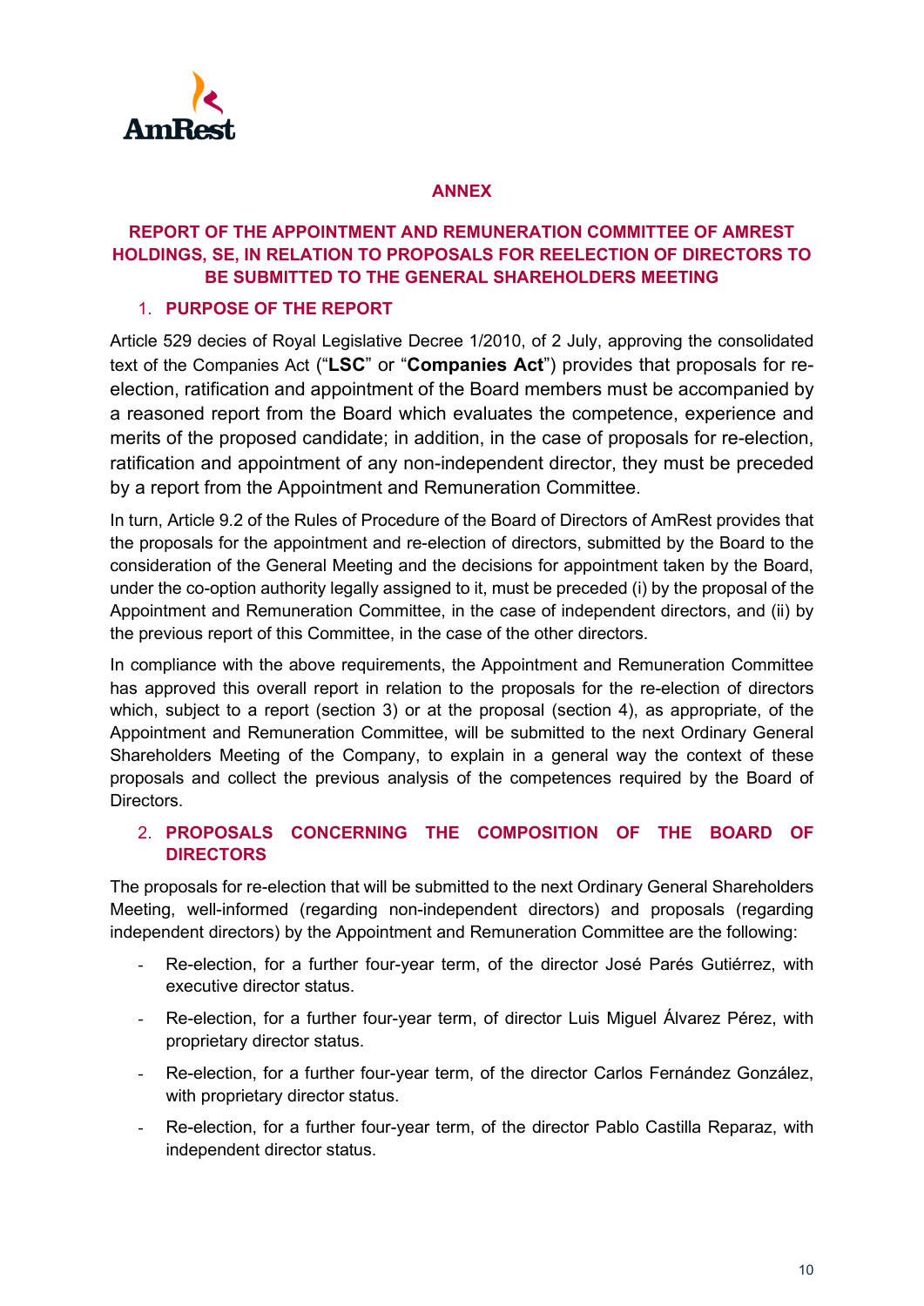**ANNEX**

**REPORT OF THE APPOINTMENT AND REMUNERATION COMMITTEE OF AMREST HOLDINGS, SE, IN RELATION TO PROPOSALS FOR REELECTION OF DIRECTORS TO BE SUBMITTED TO THE GENERAL SHAREHOLDERS MEETING**

## 1. PURPOSE OF THE REPORT

Article 529 decies of Royal Legislative Decree 1/2010, of 2 July, approving the consolidated text of the Companies Act ("**LSC**" or "**Companies Act**") provides that proposals for re-election, ratification and appointment of the Board members must be accompanied by a reasoned report from the Board which evaluates the competence, experience and merits of the proposed candidate; in addition, in the case of proposals for re-election, ratification and appointment of any non-independent director, they must be preceded by a report from the Appointment and Remuneration Committee.

In turn, Article 9.2 of the Rules of Procedure of the Board of Directors of AmRest provides that the proposals for the appointment and re-election of directors, submitted by the Board to the consideration of the General Meeting and the decisions for appointment taken by the Board, under the co-option authority legally assigned to it, must be preceded (i) by the proposal of the Appointment and Remuneration Committee, in the case of independent directors, and (ii) by the previous report of this Committee, in the case of the other directors.

In compliance with the above requirements, the Appointment and Remuneration Committee has approved this overall report in relation to the proposals for the re-election of directors which, subject to a report (section 3) or at the proposal (section 4), as appropriate, of the Appointment and Remuneration Committee, will be submitted to the next Ordinary General Shareholders Meeting of the Company, to explain in a general way the context of these proposals and collect the previous analysis of the competences required by the Board of Directors.

## 2. PROPOSALS CONCERNING THE COMPOSITION OF THE BOARD OF DIRECTORS

The proposals for re-election that will be submitted to the next Ordinary General Shareholders Meeting, well-informed (regarding non-independent directors) and proposals (regarding independent directors) by the Appointment and Remuneration Committee are the following:

- Re-election, for a further four-year term, of the director José Parés Gutiérrez, with executive director status.
- Re-election, for a further four-year term, of director Luis Miguel Álvarez Pérez, with proprietary director status.
- Re-election, for a further four-year term, of the director Carlos Fernández González, with proprietary director status.
- Re-election, for a further four-year term, of the director Pablo Castilla Reparaz, with independent director status.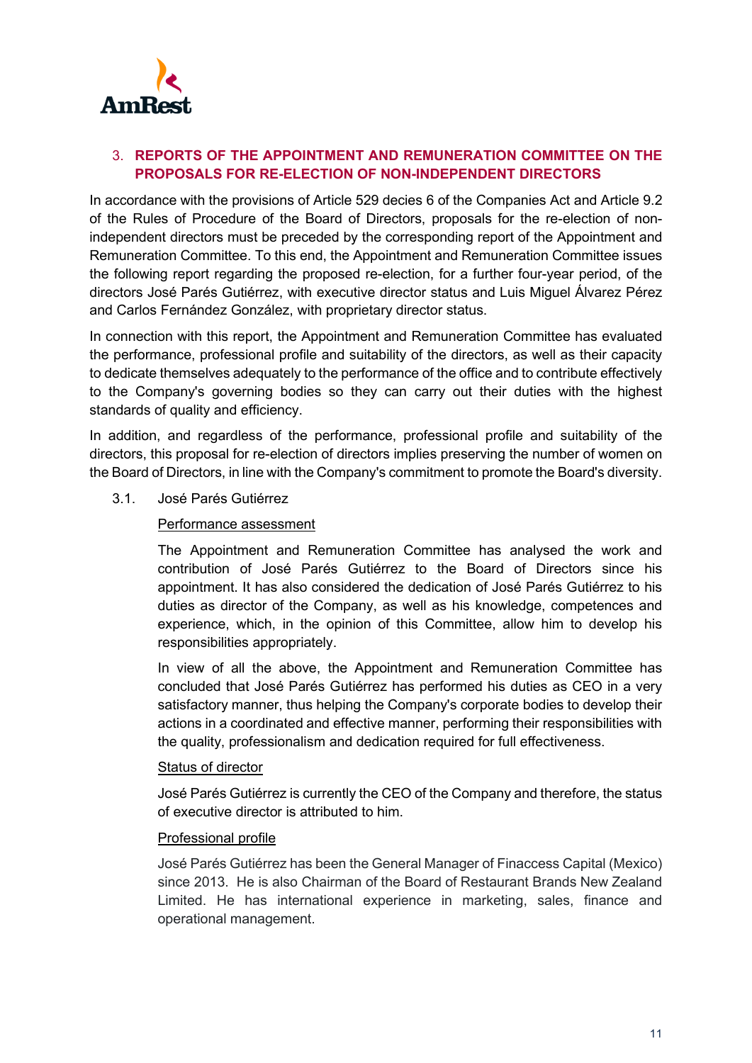## 3. REPORTS OF THE APPOINTMENT AND REMUNERATION COMMITTEE ON THE PROPOSALS FOR RE-ELECTION OF NON-INDEPENDENT DIRECTORS

In accordance with the provisions of Article 529 decies 6 of the Companies Act and Article 9.2 of the Rules of Procedure of the Board of Directors, proposals for the re-election of non-independent directors must be preceded by the corresponding report of the Appointment and Remuneration Committee. To this end, the Appointment and Remuneration Committee issues the following report regarding the proposed re-election, for a further four-year period, of the directors José Parés Gutiérrez, with executive director status and Luis Miguel Álvarez Pérez and Carlos Fernández González, with proprietary director status.

In connection with this report, the Appointment and Remuneration Committee has evaluated the performance, professional profile and suitability of the directors, as well as their capacity to dedicate themselves adequately to the performance of the office and to contribute effectively to the Company's governing bodies so they can carry out their duties with the highest standards of quality and efficiency.

In addition, and regardless of the performance, professional profile and suitability of the directors, this proposal for re-election of directors implies preserving the number of women on the Board of Directors, in line with the Company's commitment to promote the Board's diversity.

### 3.1. José Parés Gutiérrez

Performance assessment

The Appointment and Remuneration Committee has analysed the work and contribution of José Parés Gutiérrez to the Board of Directors since his appointment. It has also considered the dedication of José Parés Gutiérrez to his duties as director of the Company, as well as his knowledge, competences and experience, which, in the opinion of this Committee, allow him to develop his responsibilities appropriately.

In view of all the above, the Appointment and Remuneration Committee has concluded that José Parés Gutiérrez has performed his duties as CEO in a very satisfactory manner, thus helping the Company's corporate bodies to develop their actions in a coordinated and effective manner, performing their responsibilities with the quality, professionalism and dedication required for full effectiveness.

Status of director

José Parés Gutiérrez is currently the CEO of the Company and therefore, the status of executive director is attributed to him.

Professional profile

José Parés Gutiérrez has been the General Manager of Finaccess Capital (Mexico) since 2013. He is also Chairman of the Board of Restaurant Brands New Zealand Limited. He has international experience in marketing, sales, finance and operational management.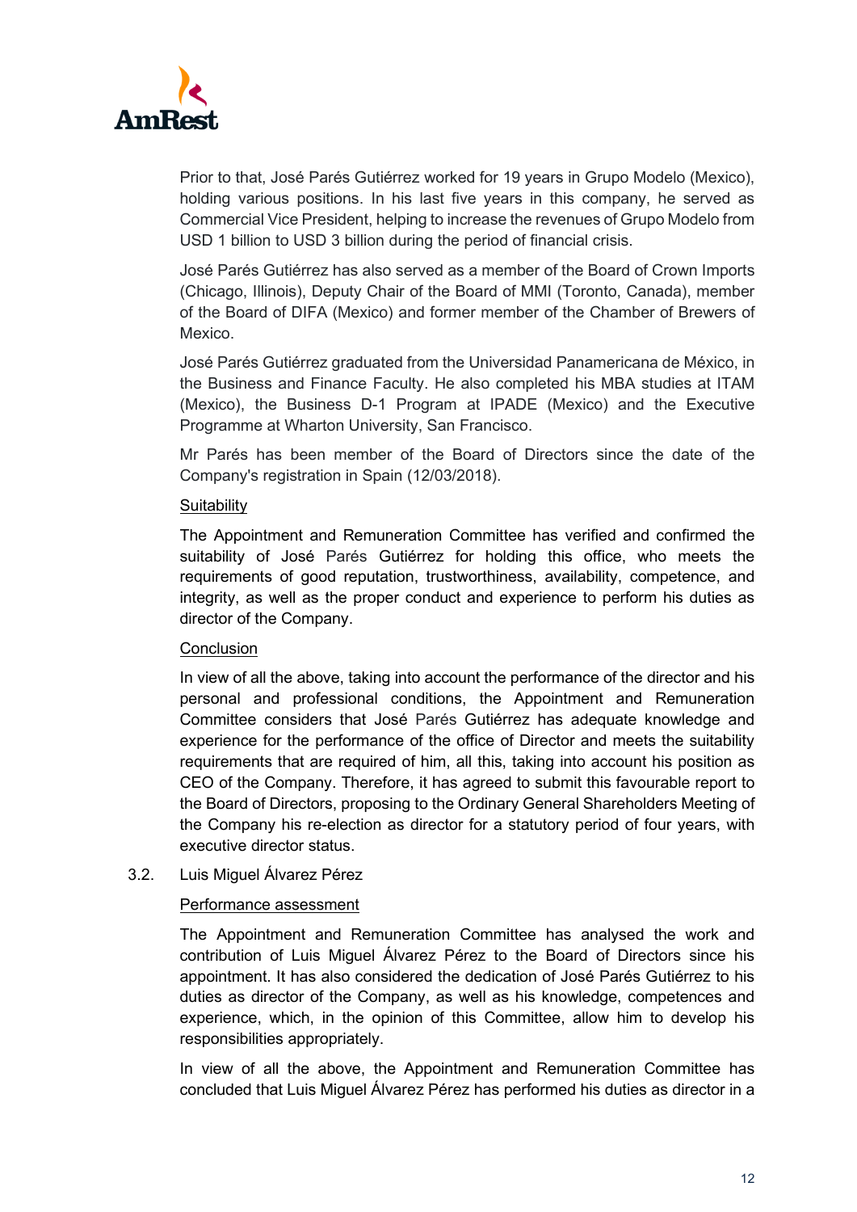Prior to that, José Parés Gutiérrez worked for 19 years in Grupo Modelo (Mexico), holding various positions. In his last five years in this company, he served as Commercial Vice President, helping to increase the revenues of Grupo Modelo from USD 1 billion to USD 3 billion during the period of financial crisis.

José Parés Gutiérrez has also served as a member of the Board of Crown Imports (Chicago, Illinois), Deputy Chair of the Board of MMI (Toronto, Canada), member of the Board of DIFA (Mexico) and former member of the Chamber of Brewers of Mexico.

José Parés Gutiérrez graduated from the Universidad Panamericana de México, in the Business and Finance Faculty. He also completed his MBA studies at ITAM (Mexico), the Business D-1 Program at IPADE (Mexico) and the Executive Programme at Wharton University, San Francisco.

Mr Parés has been member of the Board of Directors since the date of the Company's registration in Spain (12/03/2018).

Suitability

The Appointment and Remuneration Committee has verified and confirmed the suitability of José Parés Gutiérrez for holding this office, who meets the requirements of good reputation, trustworthiness, availability, competence, and integrity, as well as the proper conduct and experience to perform his duties as director of the Company.

Conclusion

In view of all the above, taking into account the performance of the director and his personal and professional conditions, the Appointment and Remuneration Committee considers that José Parés Gutiérrez has adequate knowledge and experience for the performance of the office of Director and meets the suitability requirements that are required of him, all this, taking into account his position as CEO of the Company. Therefore, it has agreed to submit this favourable report to the Board of Directors, proposing to the Ordinary General Shareholders Meeting of the Company his re-election as director for a statutory period of four years, with executive director status.

3.2. Luis Miguel Álvarez Pérez

Performance assessment

The Appointment and Remuneration Committee has analysed the work and contribution of Luis Miguel Álvarez Pérez to the Board of Directors since his appointment. It has also considered the dedication of José Parés Gutiérrez to his duties as director of the Company, as well as his knowledge, competences and experience, which, in the opinion of this Committee, allow him to develop his responsibilities appropriately.

In view of all the above, the Appointment and Remuneration Committee has concluded that Luis Miguel Álvarez Pérez has performed his duties as director in a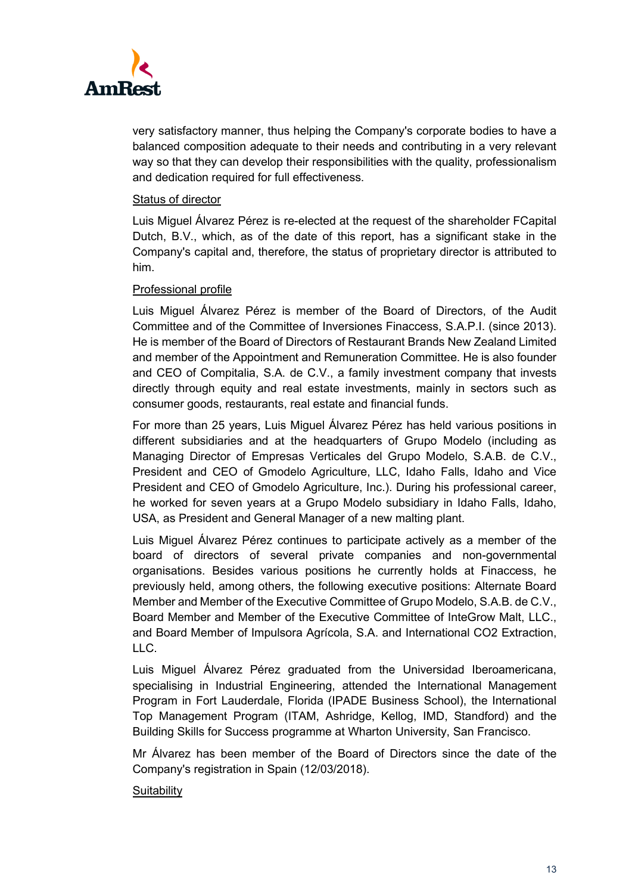very satisfactory manner, thus helping the Company's corporate bodies to have a balanced composition adequate to their needs and contributing in a very relevant way so that they can develop their responsibilities with the quality, professionalism and dedication required for full effectiveness.

Status of director

Luis Miguel Álvarez Pérez is re-elected at the request of the shareholder FCapital Dutch, B.V., which, as of the date of this report, has a significant stake in the Company's capital and, therefore, the status of proprietary director is attributed to him.

Professional profile

Luis Miguel Álvarez Pérez is member of the Board of Directors, of the Audit Committee and of the Committee of Inversiones Finaccess, S.A.P.I. (since 2013). He is member of the Board of Directors of Restaurant Brands New Zealand Limited and member of the Appointment and Remuneration Committee. He is also founder and CEO of Compitalia, S.A. de C.V., a family investment company that invests directly through equity and real estate investments, mainly in sectors such as consumer goods, restaurants, real estate and financial funds.

For more than 25 years, Luis Miguel Álvarez Pérez has held various positions in different subsidiaries and at the headquarters of Grupo Modelo (including as Managing Director of Empresas Verticales del Grupo Modelo, S.A.B. de C.V., President and CEO of Gmodelo Agriculture, LLC, Idaho Falls, Idaho and Vice President and CEO of Gmodelo Agriculture, Inc.). During his professional career, he worked for seven years at a Grupo Modelo subsidiary in Idaho Falls, Idaho, USA, as President and General Manager of a new malting plant.

Luis Miguel Álvarez Pérez continues to participate actively as a member of the board of directors of several private companies and non-governmental organisations. Besides various positions he currently holds at Finaccess, he previously held, among others, the following executive positions: Alternate Board Member and Member of the Executive Committee of Grupo Modelo, S.A.B. de C.V., Board Member and Member of the Executive Committee of InteGrow Malt, LLC., and Board Member of Impulsora Agrícola, S.A. and International CO2 Extraction, LLC.

Luis Miguel Álvarez Pérez graduated from the Universidad Iberoamericana, specialising in Industrial Engineering, attended the International Management Program in Fort Lauderdale, Florida (IPADE Business School), the International Top Management Program (ITAM, Ashridge, Kellog, IMD, Standford) and the Building Skills for Success programme at Wharton University, San Francisco.

Mr Álvarez has been member of the Board of Directors since the date of the Company's registration in Spain (12/03/2018).

Suitability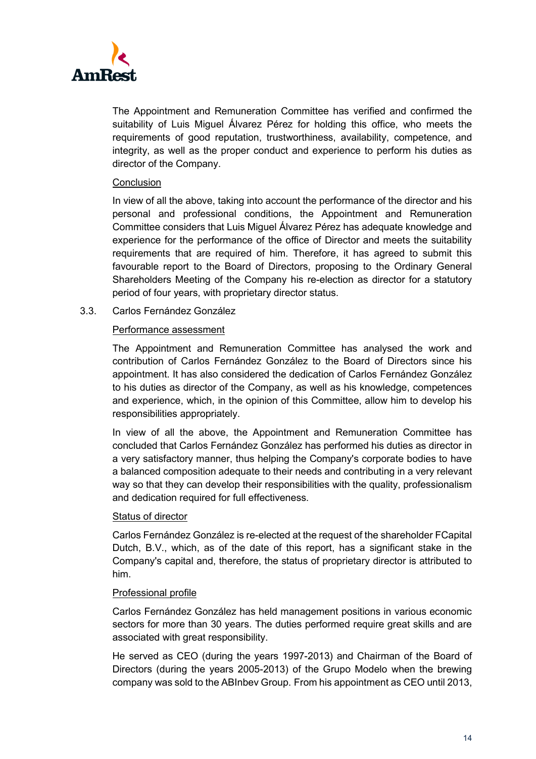The Appointment and Remuneration Committee has verified and confirmed the suitability of Luis Miguel Álvarez Pérez for holding this office, who meets the requirements of good reputation, trustworthiness, availability, competence, and integrity, as well as the proper conduct and experience to perform his duties as director of the Company.

<u>Conclusion</u>

In view of all the above, taking into account the performance of the director and his personal and professional conditions, the Appointment and Remuneration Committee considers that Luis Miguel Álvarez Pérez has adequate knowledge and experience for the performance of the office of Director and meets the suitability requirements that are required of him. Therefore, it has agreed to submit this favourable report to the Board of Directors, proposing to the Ordinary General Shareholders Meeting of the Company his re-election as director for a statutory period of four years, with proprietary director status.

3.3. Carlos Fernández González

<u>Performance assessment</u>

The Appointment and Remuneration Committee has analysed the work and contribution of Carlos Fernández González to the Board of Directors since his appointment. It has also considered the dedication of Carlos Fernández González to his duties as director of the Company, as well as his knowledge, competences and experience, which, in the opinion of this Committee, allow him to develop his responsibilities appropriately.

In view of all the above, the Appointment and Remuneration Committee has concluded that Carlos Fernández González has performed his duties as director in a very satisfactory manner, thus helping the Company's corporate bodies to have a balanced composition adequate to their needs and contributing in a very relevant way so that they can develop their responsibilities with the quality, professionalism and dedication required for full effectiveness.

<u>Status of director</u>

Carlos Fernández González is re-elected at the request of the shareholder FCapital Dutch, B.V., which, as of the date of this report, has a significant stake in the Company's capital and, therefore, the status of proprietary director is attributed to him.

<u>Professional profile</u>

Carlos Fernández González has held management positions in various economic sectors for more than 30 years. The duties performed require great skills and are associated with great responsibility.

He served as CEO (during the years 1997-2013) and Chairman of the Board of Directors (during the years 2005-2013) of the Grupo Modelo when the brewing company was sold to the ABInbev Group. From his appointment as CEO until 2013,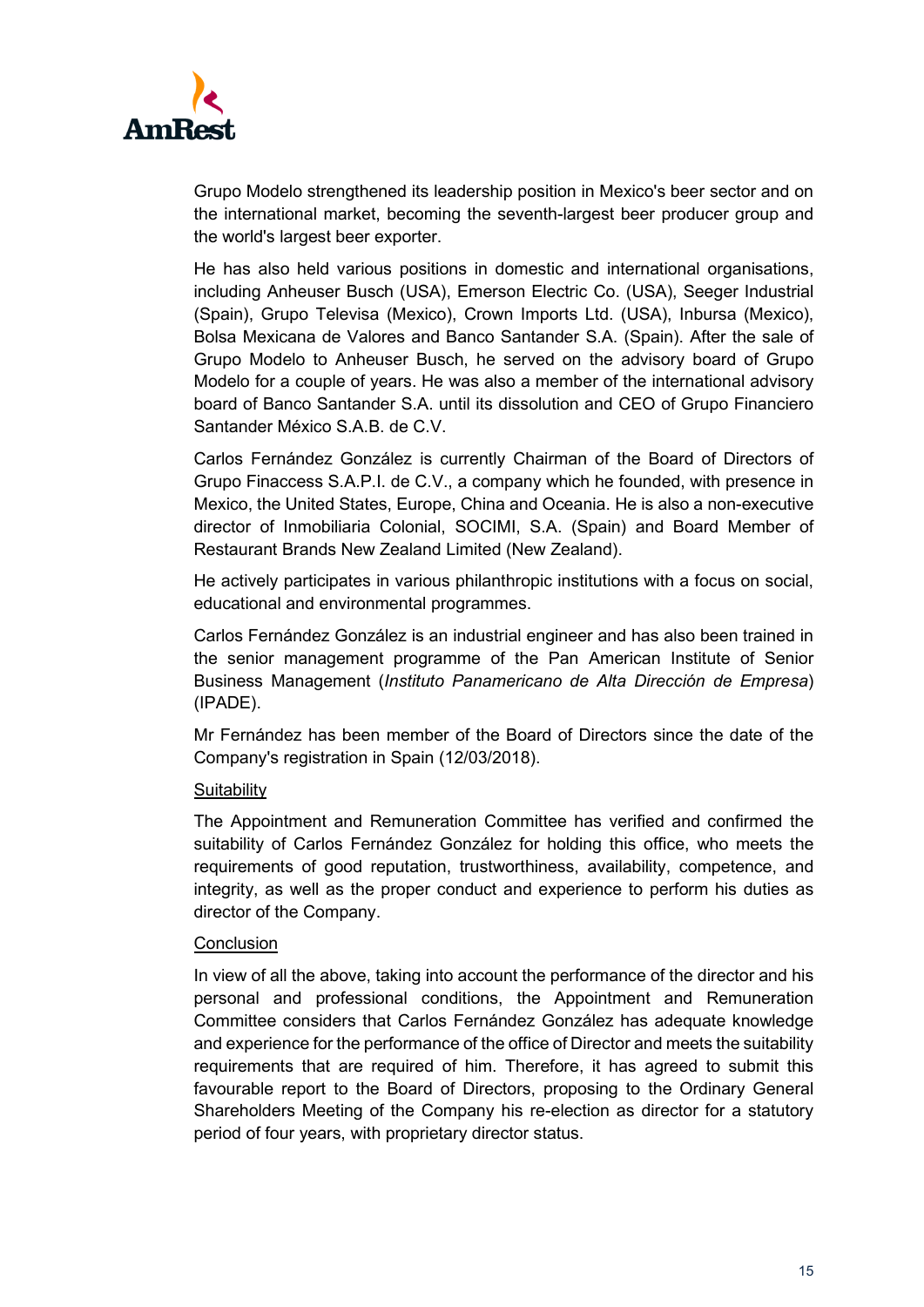Grupo Modelo strengthened its leadership position in Mexico's beer sector and on the international market, becoming the seventh-largest beer producer group and the world's largest beer exporter.

He has also held various positions in domestic and international organisations, including Anheuser Busch (USA), Emerson Electric Co. (USA), Seeger Industrial (Spain), Grupo Televisa (Mexico), Crown Imports Ltd. (USA), Inbursa (Mexico), Bolsa Mexicana de Valores and Banco Santander S.A. (Spain). After the sale of Grupo Modelo to Anheuser Busch, he served on the advisory board of Grupo Modelo for a couple of years. He was also a member of the international advisory board of Banco Santander S.A. until its dissolution and CEO of Grupo Financiero Santander México S.A.B. de C.V.

Carlos Fernández González is currently Chairman of the Board of Directors of Grupo Finaccess S.A.P.I. de C.V., a company which he founded, with presence in Mexico, the United States, Europe, China and Oceania. He is also a non-executive director of Inmobiliaria Colonial, SOCIMI, S.A. (Spain) and Board Member of Restaurant Brands New Zealand Limited (New Zealand).

He actively participates in various philanthropic institutions with a focus on social, educational and environmental programmes.

Carlos Fernández González is an industrial engineer and has also been trained in the senior management programme of the Pan American Institute of Senior Business Management (*Instituto Panamericano de Alta Dirección de Empresa*) (IPADE).

Mr Fernández has been member of the Board of Directors since the date of the Company's registration in Spain (12/03/2018).

<u>Suitability</u>

The Appointment and Remuneration Committee has verified and confirmed the suitability of Carlos Fernández González for holding this office, who meets the requirements of good reputation, trustworthiness, availability, competence, and integrity, as well as the proper conduct and experience to perform his duties as director of the Company.

<u>Conclusion</u>

In view of all the above, taking into account the performance of the director and his personal and professional conditions, the Appointment and Remuneration Committee considers that Carlos Fernández González has adequate knowledge and experience for the performance of the office of Director and meets the suitability requirements that are required of him. Therefore, it has agreed to submit this favourable report to the Board of Directors, proposing to the Ordinary General Shareholders Meeting of the Company his re-election as director for a statutory period of four years, with proprietary director status.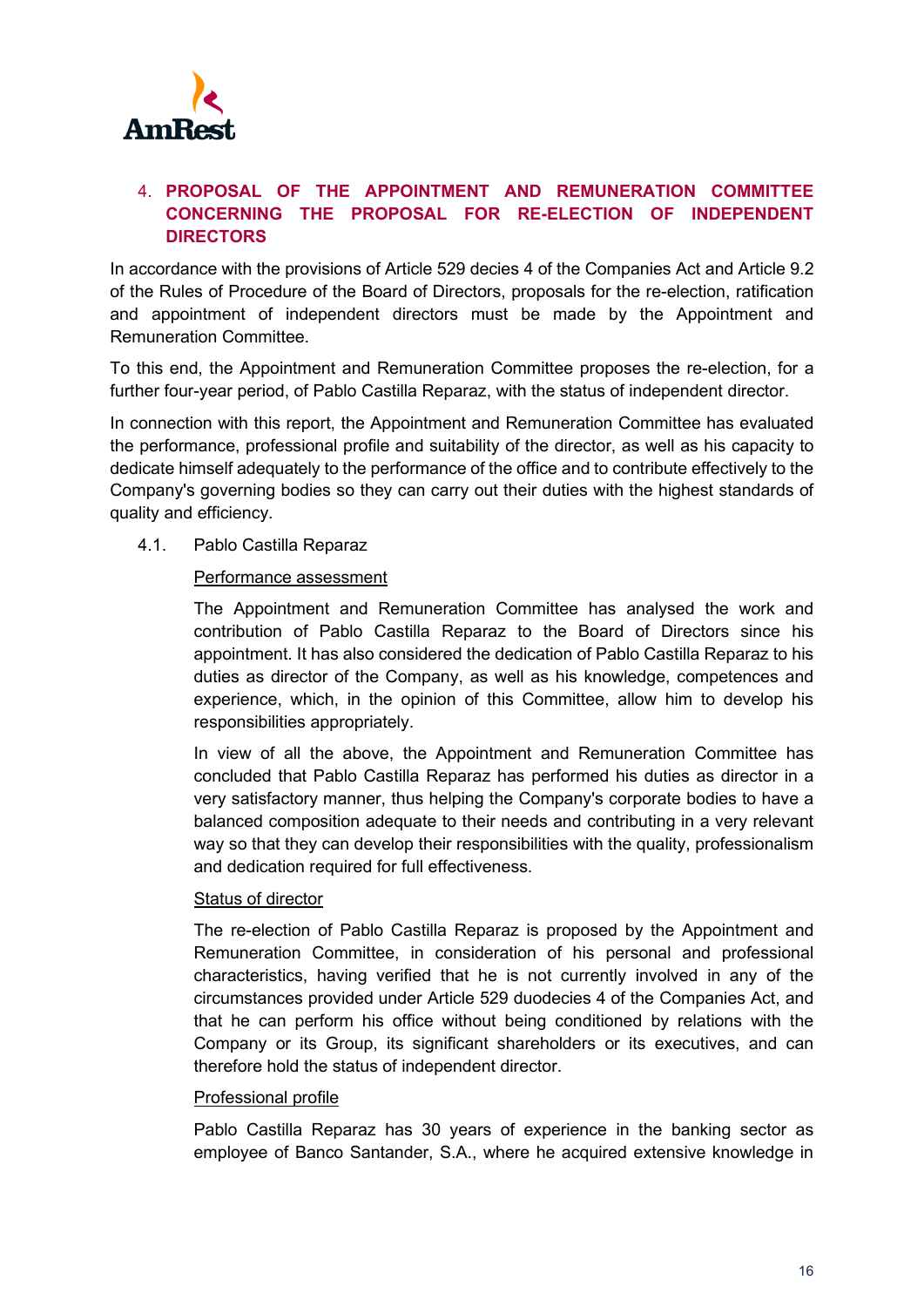## 4. PROPOSAL OF THE APPOINTMENT AND REMUNERATION COMMITTEE CONCERNING THE PROPOSAL FOR RE-ELECTION OF INDEPENDENT DIRECTORS

In accordance with the provisions of Article 529 decies 4 of the Companies Act and Article 9.2 of the Rules of Procedure of the Board of Directors, proposals for the re-election, ratification and appointment of independent directors must be made by the Appointment and Remuneration Committee.

To this end, the Appointment and Remuneration Committee proposes the re-election, for a further four-year period, of Pablo Castilla Reparaz, with the status of independent director.

In connection with this report, the Appointment and Remuneration Committee has evaluated the performance, professional profile and suitability of the director, as well as his capacity to dedicate himself adequately to the performance of the office and to contribute effectively to the Company's governing bodies so they can carry out their duties with the highest standards of quality and efficiency.

### 4.1. Pablo Castilla Reparaz

Performance assessment

The Appointment and Remuneration Committee has analysed the work and contribution of Pablo Castilla Reparaz to the Board of Directors since his appointment. It has also considered the dedication of Pablo Castilla Reparaz to his duties as director of the Company, as well as his knowledge, competences and experience, which, in the opinion of this Committee, allow him to develop his responsibilities appropriately.

In view of all the above, the Appointment and Remuneration Committee has concluded that Pablo Castilla Reparaz has performed his duties as director in a very satisfactory manner, thus helping the Company's corporate bodies to have a balanced composition adequate to their needs and contributing in a very relevant way so that they can develop their responsibilities with the quality, professionalism and dedication required for full effectiveness.

Status of director

The re-election of Pablo Castilla Reparaz is proposed by the Appointment and Remuneration Committee, in consideration of his personal and professional characteristics, having verified that he is not currently involved in any of the circumstances provided under Article 529 duodecies 4 of the Companies Act, and that he can perform his office without being conditioned by relations with the Company or its Group, its significant shareholders or its executives, and can therefore hold the status of independent director.

Professional profile

Pablo Castilla Reparaz has 30 years of experience in the banking sector as employee of Banco Santander, S.A., where he acquired extensive knowledge in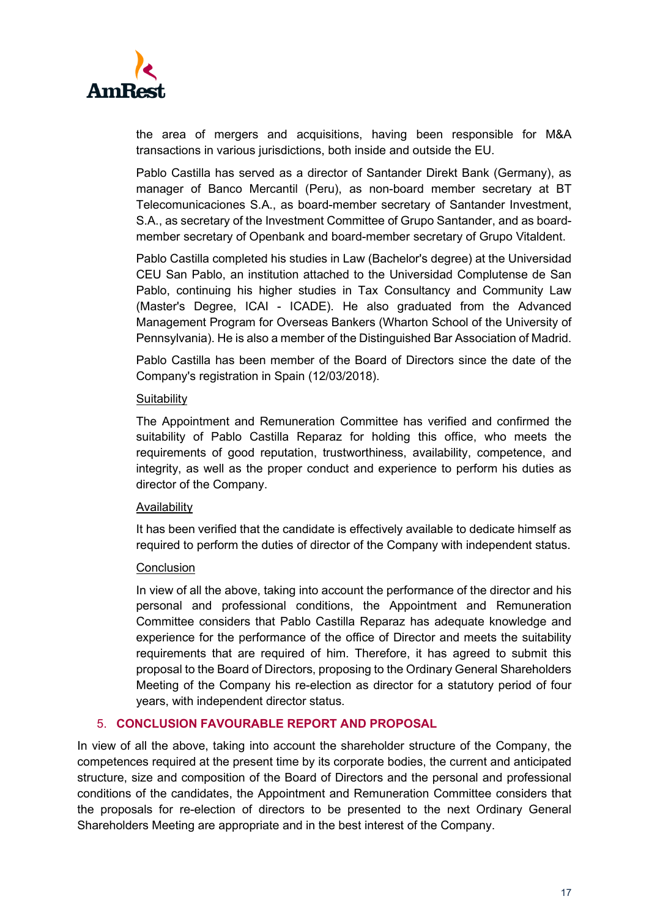the area of mergers and acquisitions, having been responsible for M&A transactions in various jurisdictions, both inside and outside the EU.

Pablo Castilla has served as a director of Santander Direkt Bank (Germany), as manager of Banco Mercantil (Peru), as non-board member secretary at BT Telecomunicaciones S.A., as board-member secretary of Santander Investment, S.A., as secretary of the Investment Committee of Grupo Santander, and as board-member secretary of Openbank and board-member secretary of Grupo Vitaldent.

Pablo Castilla completed his studies in Law (Bachelor's degree) at the Universidad CEU San Pablo, an institution attached to the Universidad Complutense de San Pablo, continuing his higher studies in Tax Consultancy and Community Law (Master's Degree, ICAI - ICADE). He also graduated from the Advanced Management Program for Overseas Bankers (Wharton School of the University of Pennsylvania). He is also a member of the Distinguished Bar Association of Madrid.

Pablo Castilla has been member of the Board of Directors since the date of the Company's registration in Spain (12/03/2018).

Suitability

The Appointment and Remuneration Committee has verified and confirmed the suitability of Pablo Castilla Reparaz for holding this office, who meets the requirements of good reputation, trustworthiness, availability, competence, and integrity, as well as the proper conduct and experience to perform his duties as director of the Company.

Availability

It has been verified that the candidate is effectively available to dedicate himself as required to perform the duties of director of the Company with independent status.

Conclusion

In view of all the above, taking into account the performance of the director and his personal and professional conditions, the Appointment and Remuneration Committee considers that Pablo Castilla Reparaz has adequate knowledge and experience for the performance of the office of Director and meets the suitability requirements that are required of him. Therefore, it has agreed to submit this proposal to the Board of Directors, proposing to the Ordinary General Shareholders Meeting of the Company his re-election as director for a statutory period of four years, with independent director status.

## 5. CONCLUSION FAVOURABLE REPORT AND PROPOSAL

In view of all the above, taking into account the shareholder structure of the Company, the competences required at the present time by its corporate bodies, the current and anticipated structure, size and composition of the Board of Directors and the personal and professional conditions of the candidates, the Appointment and Remuneration Committee considers that the proposals for re-election of directors to be presented to the next Ordinary General Shareholders Meeting are appropriate and in the best interest of the Company.